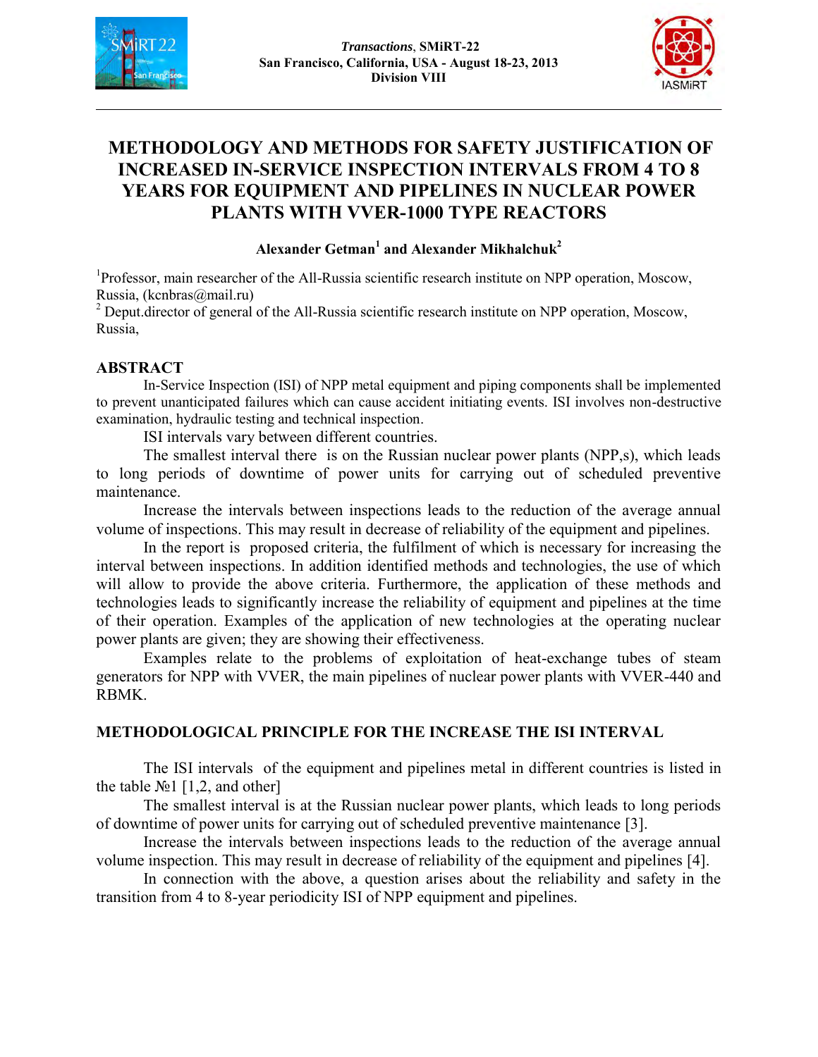# METHODOLOGY AND METHODS FOR SAFETY JUSTIFICATION OF INCREASED IN-SERVICE INSPECTION INTERVALS FROM 4 TO 8 YEARS FOR EQUIPMENT AND PIPELINES IN NUCLEAR POWER PLANTS WITH VVER-1000 TYPE REACTORS

**Alexander Getman[1] and Alexander Mikhalchuk[2]**

[1]Professor, main researcher of the All-Russia scientific research institute on NPP operation, Moscow, Russia, (kcnbras@mail.ru)

[2] Deput.director of general of the All-Russia scientific research institute on NPP operation, Moscow, Russia,

## ABSTRACT

In-Service Inspection (ISI) of NPP metal equipment and piping components shall be implemented to prevent unanticipated failures which can cause accident initiating events. ISI involves non-destructive examination, hydraulic testing and technical inspection.

ISI intervals vary between different countries.

The smallest interval there is on the Russian nuclear power plants (NPP,s), which leads to long periods of downtime of power units for carrying out of scheduled preventive maintenance.

Increase the intervals between inspections leads to the reduction of the average annual volume of inspections. This may result in decrease of reliability of the equipment and pipelines.

In the report is proposed criteria, the fulfilment of which is necessary for increasing the interval between inspections. In addition identified methods and technologies, the use of which will allow to provide the above criteria. Furthermore, the application of these methods and technologies leads to significantly increase the reliability of equipment and pipelines at the time of their operation. Examples of the application of new technologies at the operating nuclear power plants are given; they are showing their effectiveness.

Examples relate to the problems of exploitation of heat-exchange tubes of steam generators for NPP with VVER, the main pipelines of nuclear power plants with VVER-440 and RBMK.

## METHODOLOGICAL PRINCIPLE FOR THE INCREASE THE ISI INTERVAL

The ISI intervals of the equipment and pipelines metal in different countries is listed in the table №1 [1,2, and other]

The smallest interval is at the Russian nuclear power plants, which leads to long periods of downtime of power units for carrying out of scheduled preventive maintenance [3].

Increase the intervals between inspections leads to the reduction of the average annual volume inspection. This may result in decrease of reliability of the equipment and pipelines [4].

In connection with the above, a question arises about the reliability and safety in the transition from 4 to 8-year periodicity ISI of NPP equipment and pipelines.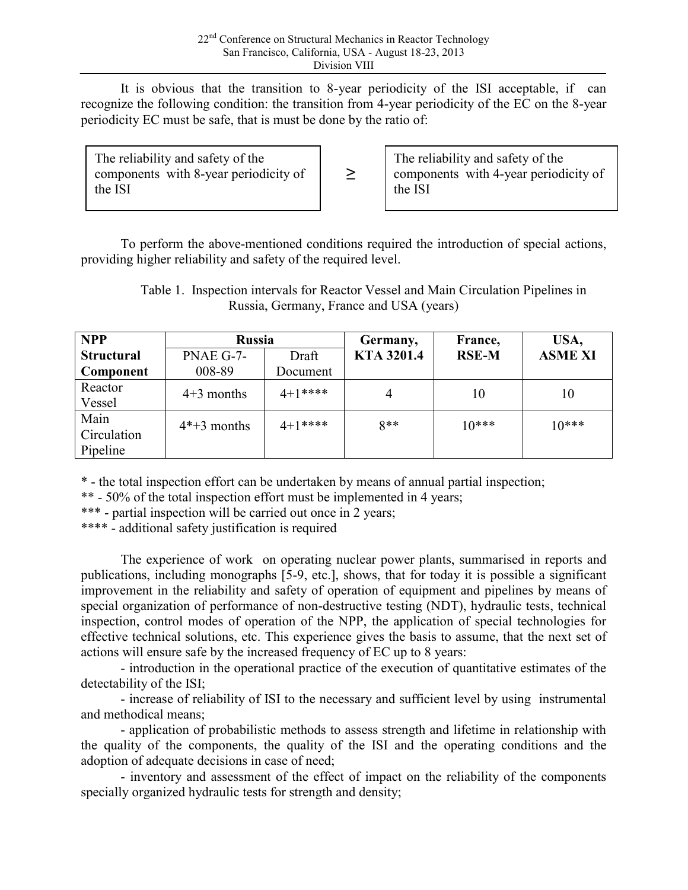It is obvious that the transition to 8-year periodicity of the ISI acceptable, if can recognize the following condition: the transition from 4-year periodicity of the EC on the 8-year periodicity EC must be safe, that is must be done by the ratio of:

| The reliability and safety of the components with 8-year periodicity of the ISI | ≥ | The reliability and safety of the components with 4-year periodicity of the ISI |
|---|---|---|

To perform the above-mentioned conditions required the introduction of special actions, providing higher reliability and safety of the required level.

Table 1. Inspection intervals for Reactor Vessel and Main Circulation Pipelines in Russia, Germany, France and USA (years)

| **NPP Structural Component** | **Russia** | | **Germany, KTA 3201.4** | **France, RSE-M** | **USA, ASME XI** |
|---|---|---|---|---|---|
| | PNAE G-7-008-89 | Draft Document | | | |
| Reactor Vessel | 4+3 months | 4+1**** | 4 | 10 | 10 |
| Main Circulation Pipeline | 4*+3 months | 4+1**** | 8** | 10*** | 10*** |

\* - the total inspection effort can be undertaken by means of annual partial inspection;

\*\* - 50% of the total inspection effort must be implemented in 4 years;

\*\*\* - partial inspection will be carried out once in 2 years;

\*\*\*\* - additional safety justification is required

The experience of work on operating nuclear power plants, summarised in reports and publications, including monographs [5-9, etc.], shows, that for today it is possible a significant improvement in the reliability and safety of operation of equipment and pipelines by means of special organization of performance of non-destructive testing (NDT), hydraulic tests, technical inspection, control modes of operation of the NPP, the application of special technologies for effective technical solutions, etc. This experience gives the basis to assume, that the next set of actions will ensure safe by the increased frequency of EC up to 8 years:

- introduction in the operational practice of the execution of quantitative estimates of the detectability of the ISI;
- increase of reliability of ISI to the necessary and sufficient level by using instrumental and methodical means;
- application of probabilistic methods to assess strength and lifetime in relationship with the quality of the components, the quality of the ISI and the operating conditions and the adoption of adequate decisions in case of need;
- inventory and assessment of the effect of impact on the reliability of the components specially organized hydraulic tests for strength and density;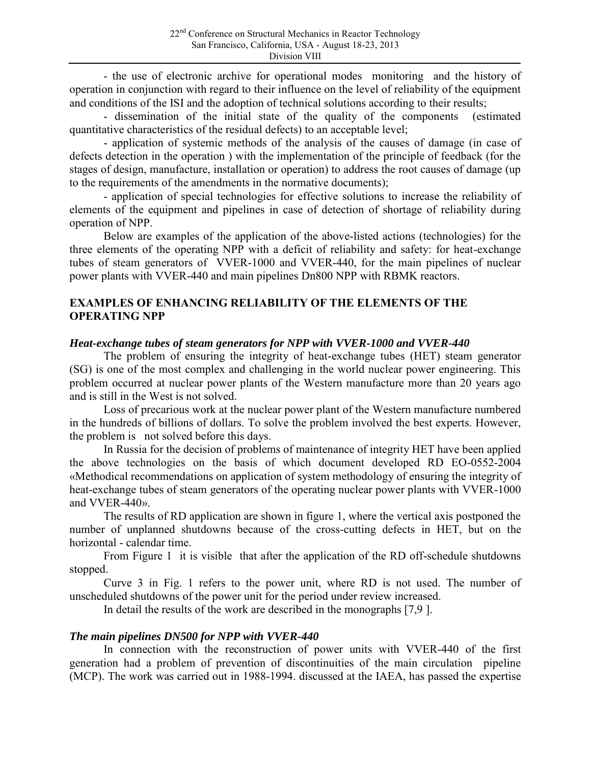- the use of electronic archive for operational modes monitoring and the history of operation in conjunction with regard to their influence on the level of reliability of the equipment and conditions of the ISI and the adoption of technical solutions according to their results;

- dissemination of the initial state of the quality of the components (estimated quantitative characteristics of the residual defects) to an acceptable level;

- application of systemic methods of the analysis of the causes of damage (in case of defects detection in the operation ) with the implementation of the principle of feedback (for the stages of design, manufacture, installation or operation) to address the root causes of damage (up to the requirements of the amendments in the normative documents);

- application of special technologies for effective solutions to increase the reliability of elements of the equipment and pipelines in case of detection of shortage of reliability during operation of NPP.

Below are examples of the application of the above-listed actions (technologies) for the three elements of the operating NPP with a deficit of reliability and safety: for heat-exchange tubes of steam generators of VVER-1000 and VVER-440, for the main pipelines of nuclear power plants with VVER-440 and main pipelines Dn800 NPP with RBMK reactors.

## EXAMPLES OF ENHANCING RELIABILITY OF THE ELEMENTS OF THE OPERATING NPP

### *Heat-exchange tubes of steam generators for NPP with VVER-1000 and VVER-440*

The problem of ensuring the integrity of heat-exchange tubes (HET) steam generator (SG) is one of the most complex and challenging in the world nuclear power engineering. This problem occurred at nuclear power plants of the Western manufacture more than 20 years ago and is still in the West is not solved.

Loss of precarious work at the nuclear power plant of the Western manufacture numbered in the hundreds of billions of dollars. To solve the problem involved the best experts. However, the problem is not solved before this days.

In Russia for the decision of problems of maintenance of integrity HET have been applied the above technologies on the basis of which document developed RD EO-0552-2004 «Methodical recommendations on application of system methodology of ensuring the integrity of heat-exchange tubes of steam generators of the operating nuclear power plants with VVER-1000 and VVER-440».

The results of RD application are shown in figure 1, where the vertical axis postponed the number of unplanned shutdowns because of the cross-cutting defects in HET, but on the horizontal - calendar time.

From Figure 1 it is visible that after the application of the RD off-schedule shutdowns stopped.

Curve 3 in Fig. 1 refers to the power unit, where RD is not used. The number of unscheduled shutdowns of the power unit for the period under review increased.

In detail the results of the work are described in the monographs [7,9 ].

### *The main pipelines DN500 for NPP with VVER-440*

In connection with the reconstruction of power units with VVER-440 of the first generation had a problem of prevention of discontinuities of the main circulation pipeline (MCP). The work was carried out in 1988-1994. discussed at the IAEA, has passed the expertise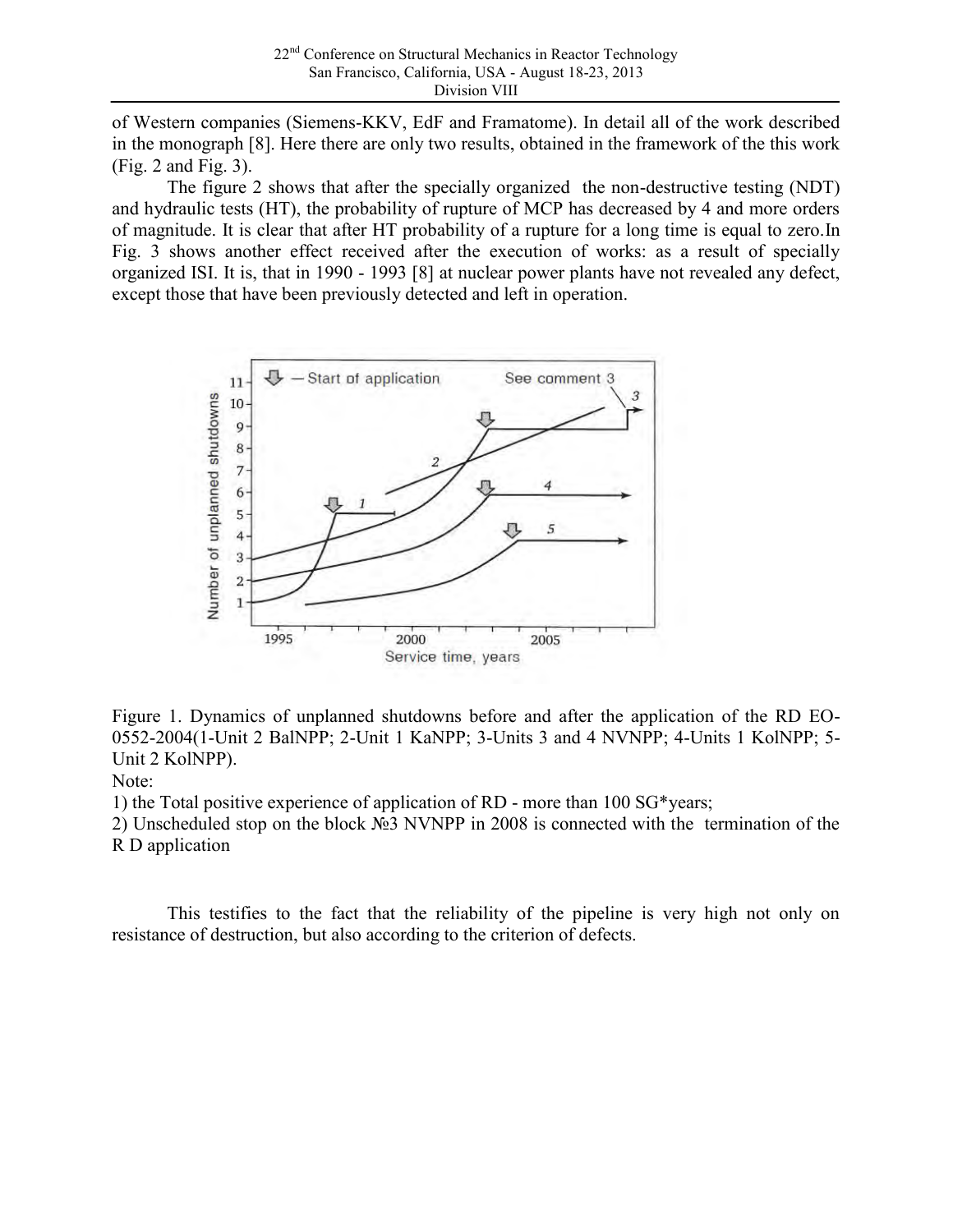of Western companies (Siemens-KKV, EdF and Framatome). In detail all of the work described in the monograph [8]. Here there are only two results, obtained in the framework of the this work (Fig. 2 and Fig. 3).

The figure 2 shows that after the specially organized the non-destructive testing (NDT) and hydraulic tests (HT), the probability of rupture of MCP has decreased by 4 and more orders of magnitude. It is clear that after HT probability of a rupture for a long time is equal to zero.In Fig. 3 shows another effect received after the execution of works: as a result of specially organized ISI. It is, that in 1990 - 1993 [8] at nuclear power plants have not revealed any defect, except those that have been previously detected and left in operation.

Figure 1. Dynamics of unplanned shutdowns before and after the application of the RD EO-0552-2004(1-Unit 2 BalNPP; 2-Unit 1 KaNPP; 3-Units 3 and 4 NVNPP; 4-Units 1 KolNPP; 5-Unit 2 KolNPP).

Note:

1) the Total positive experience of application of RD - more than 100 SG*years;

2) Unscheduled stop on the block №3 NVNPP in 2008 is connected with the termination of the R D application

This testifies to the fact that the reliability of the pipeline is very high not only on resistance of destruction, but also according to the criterion of defects.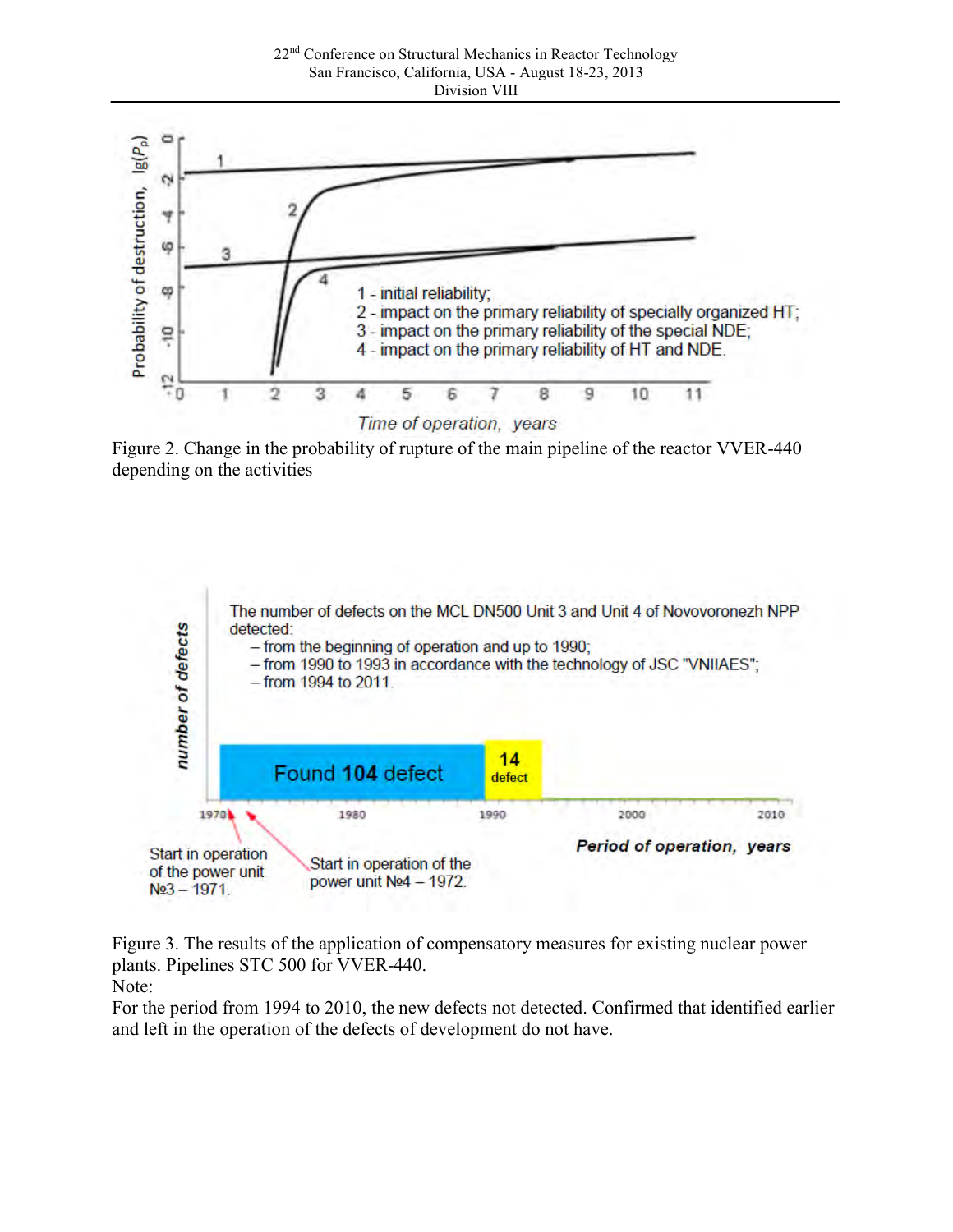Figure 2. Change in the probability of rupture of the main pipeline of the reactor VVER-440 depending on the activities

Figure 3. The results of the application of compensatory measures for existing nuclear power plants. Pipelines STC 500 for VVER-440.

Note:

For the period from 1994 to 2010, the new defects not detected. Confirmed that identified earlier and left in the operation of the defects of development do not have.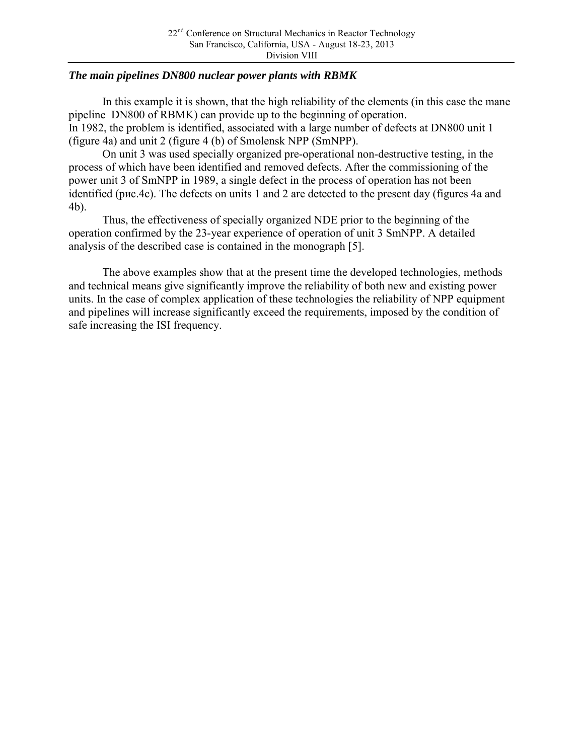***The main pipelines DN800 nuclear power plants with RBMK***

In this example it is shown, that the high reliability of the elements (in this case the mane pipeline DN800 of RBMK) can provide up to the beginning of operation.
In 1982, the problem is identified, associated with a large number of defects at DN800 unit 1 (figure 4a) and unit 2 (figure 4 (b) of Smolensk NPP (SmNPP).

On unit 3 was used specially organized pre-operational non-destructive testing, in the process of which have been identified and removed defects. After the commissioning of the power unit 3 of SmNPP in 1989, a single defect in the process of operation has not been identified (рис.4c). The defects on units 1 and 2 are detected to the present day (figures 4a and 4b).

Thus, the effectiveness of specially organized NDE prior to the beginning of the operation confirmed by the 23-year experience of operation of unit 3 SmNPP. A detailed analysis of the described case is contained in the monograph [5].

The above examples show that at the present time the developed technologies, methods and technical means give significantly improve the reliability of both new and existing power units. In the case of complex application of these technologies the reliability of NPP equipment and pipelines will increase significantly exceed the requirements, imposed by the condition of safe increasing the ISI frequency.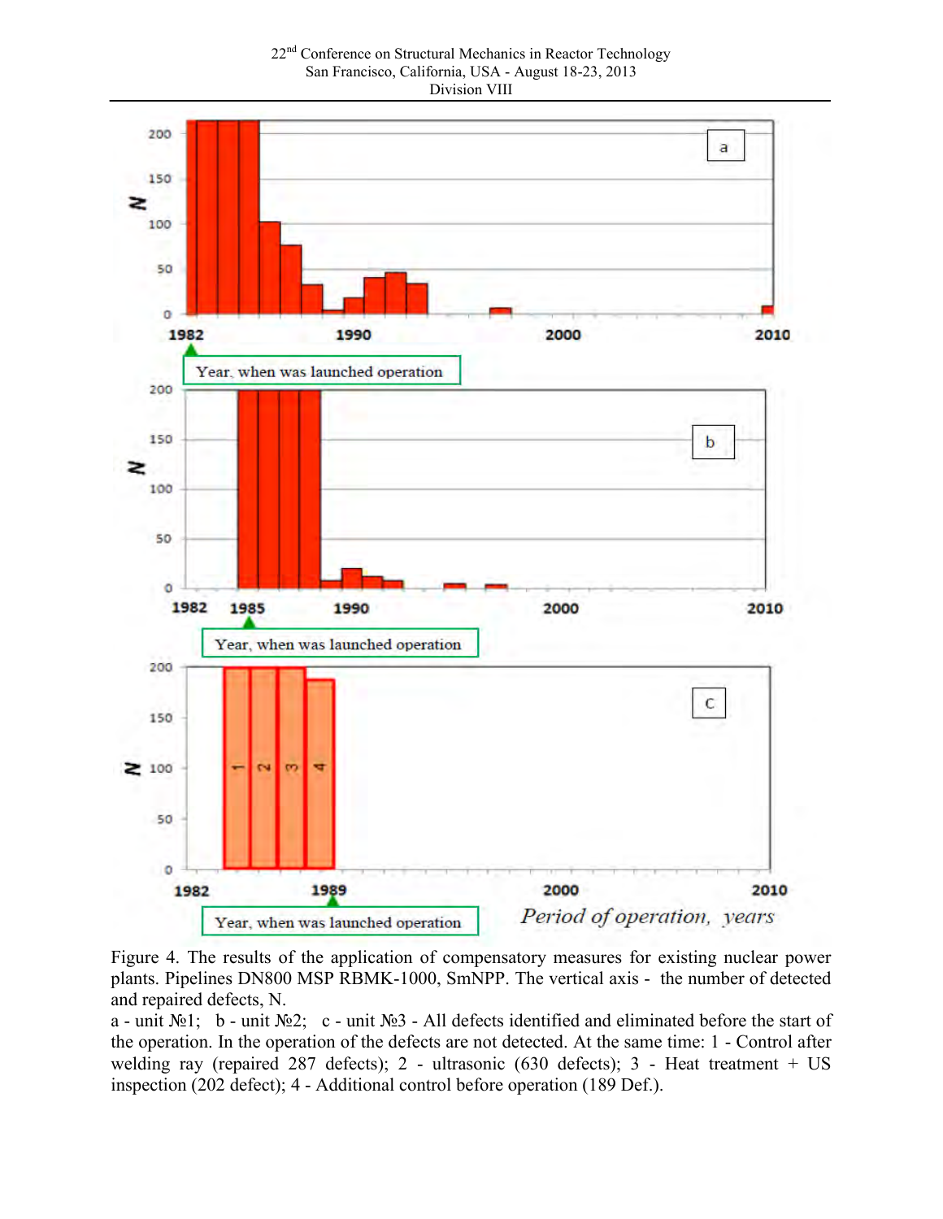Figure 4. The results of the application of compensatory measures for existing nuclear power plants. Pipelines DN800 MSP RBMK-1000, SmNPP. The vertical axis - the number of detected and repaired defects, N.

a - unit №1; b - unit №2; c - unit №3 - All defects identified and eliminated before the start of the operation. In the operation of the defects are not detected. At the same time: 1 - Control after welding ray (repaired 287 defects); 2 - ultrasonic (630 defects); 3 - Heat treatment + US inspection (202 defect); 4 - Additional control before operation (189 Def.).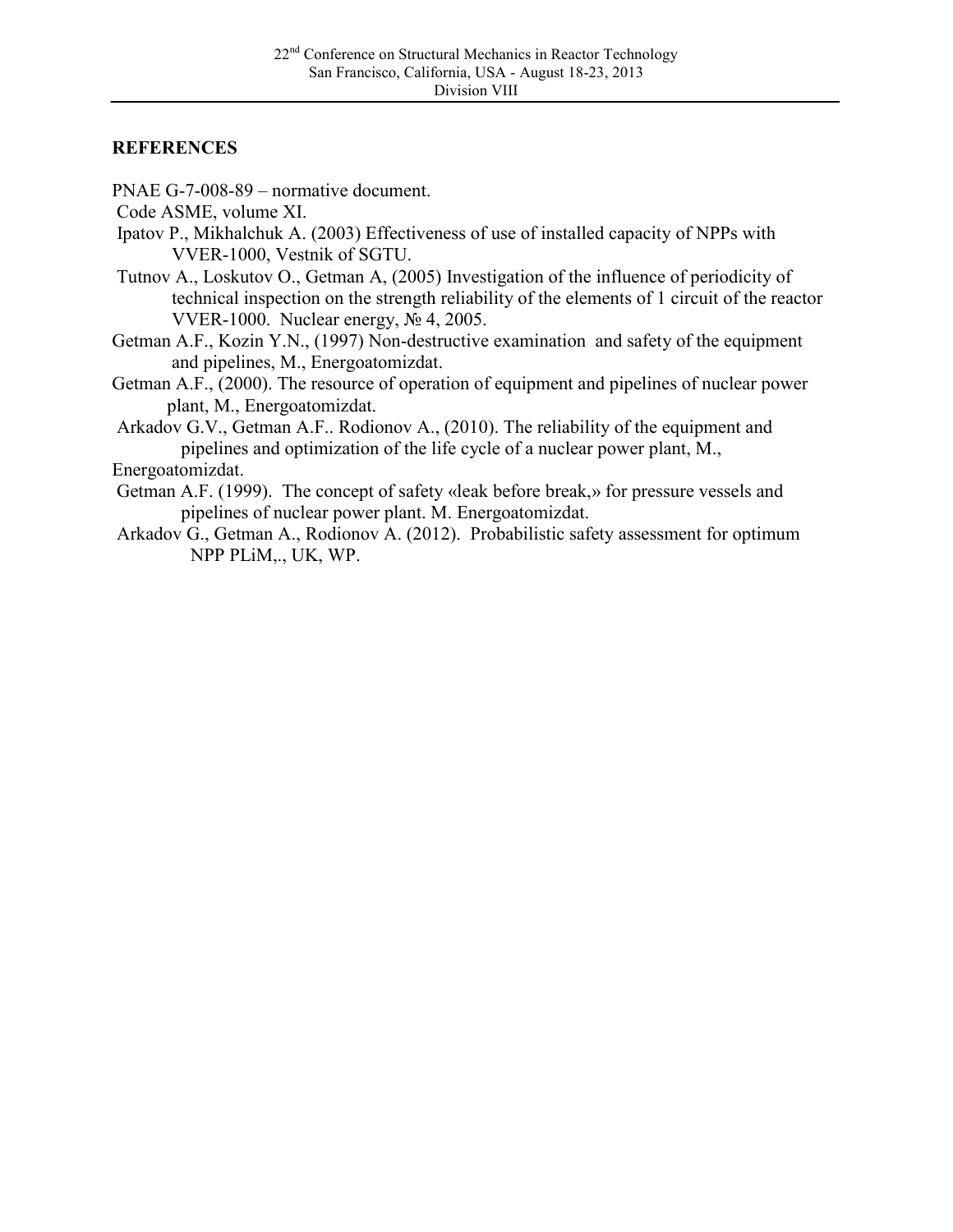## REFERENCES

PNAE G-7-008-89 – normative document.

Code ASME, volume XI.

Ipatov P., Mikhalchuk A. (2003) Effectiveness of use of installed capacity of NPPs with VVER-1000, Vestnik of SGTU.

Tutnov A., Loskutov O., Getman A, (2005) Investigation of the influence of periodicity of technical inspection on the strength reliability of the elements of 1 circuit of the reactor VVER-1000. Nuclear energy, № 4, 2005.

Getman A.F., Kozin Y.N., (1997) Non-destructive examination and safety of the equipment and pipelines, M., Energoatomizdat.

Getman A.F., (2000). The resource of operation of equipment and pipelines of nuclear power plant, M., Energoatomizdat.

Arkadov G.V., Getman A.F.. Rodionov A., (2010). The reliability of the equipment and pipelines and optimization of the life cycle of a nuclear power plant, M., Energoatomizdat.

Getman A.F. (1999). The concept of safety «leak before break,» for pressure vessels and pipelines of nuclear power plant. M. Energoatomizdat.

Arkadov G., Getman A., Rodionov A. (2012). Probabilistic safety assessment for optimum NPP PLiM,., UK, WP.